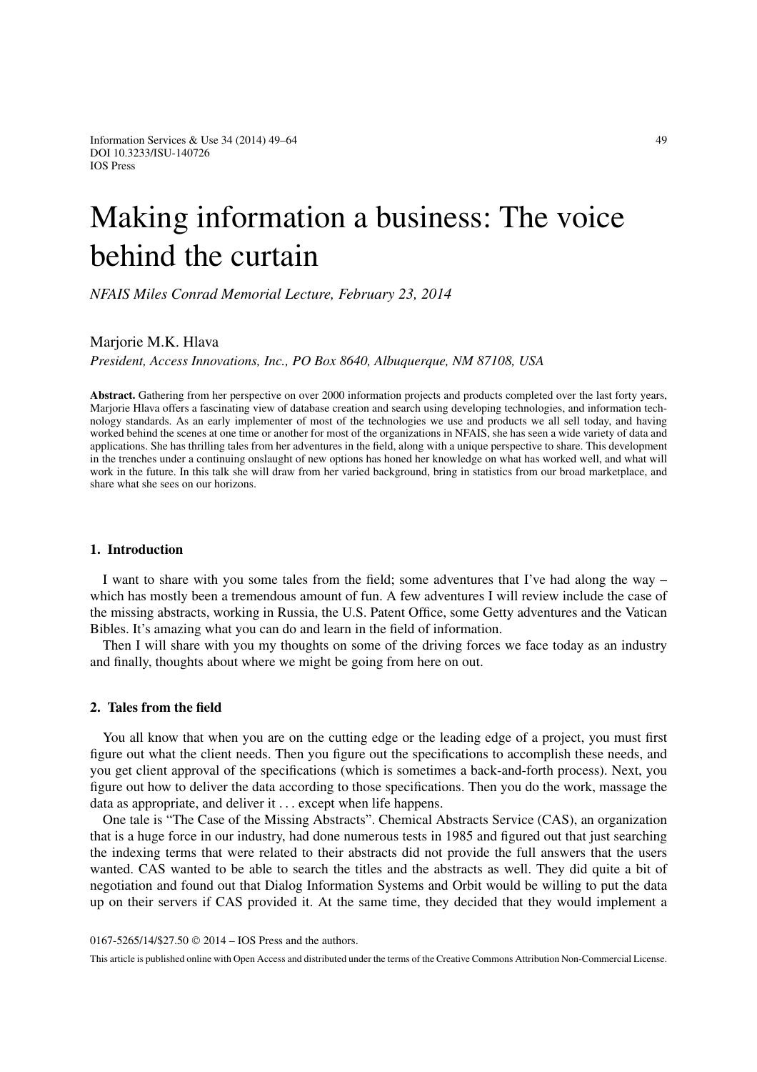# Making information a business: The voice behind the curtain

*NFAIS Miles Conrad Memorial Lecture, February 23, 2014*

Marjorie M.K. Hlava

*President, Access Innovations, Inc., PO Box 8640, Albuquerque, NM 87108, USA*

**Abstract.** Gathering from her perspective on over 2000 information projects and products completed over the last forty years, Marjorie Hlava offers a fascinating view of database creation and search using developing technologies, and information technology standards. As an early implementer of most of the technologies we use and products we all sell today, and having worked behind the scenes at one time or another for most of the organizations in NFAIS, she has seen a wide variety of data and applications. She has thrilling tales from her adventures in the field, along with a unique perspective to share. This development in the trenches under a continuing onslaught of new options has honed her knowledge on what has worked well, and what will work in the future. In this talk she will draw from her varied background, bring in statistics from our broad marketplace, and share what she sees on our horizons.

## 1. Introduction

I want to share with you some tales from the field; some adventures that I've had along the way – which has mostly been a tremendous amount of fun. A few adventures I will review include the case of the missing abstracts, working in Russia, the U.S. Patent Office, some Getty adventures and the Vatican Bibles. It's amazing what you can do and learn in the field of information.

Then I will share with you my thoughts on some of the driving forces we face today as an industry and finally, thoughts about where we might be going from here on out.

## 2. Tales from the field

You all know that when you are on the cutting edge or the leading edge of a project, you must first figure out what the client needs. Then you figure out the specifications to accomplish these needs, and you get client approval of the specifications (which is sometimes a back-and-forth process). Next, you figure out how to deliver the data according to those specifications. Then you do the work, massage the data as appropriate, and deliver it . . . except when life happens.

One tale is "The Case of the Missing Abstracts". Chemical Abstracts Service (CAS), an organization that is a huge force in our industry, had done numerous tests in 1985 and figured out that just searching the indexing terms that were related to their abstracts did not provide the full answers that the users wanted. CAS wanted to be able to search the titles and the abstracts as well. They did quite a bit of negotiation and found out that Dialog Information Systems and Orbit would be willing to put the data up on their servers if CAS provided it. At the same time, they decided that they would implement a

0167-5265/14/$27.50 © 2014 – IOS Press and the authors.

This article is published online with Open Access and distributed under the terms of the Creative Commons Attribution Non-Commercial License.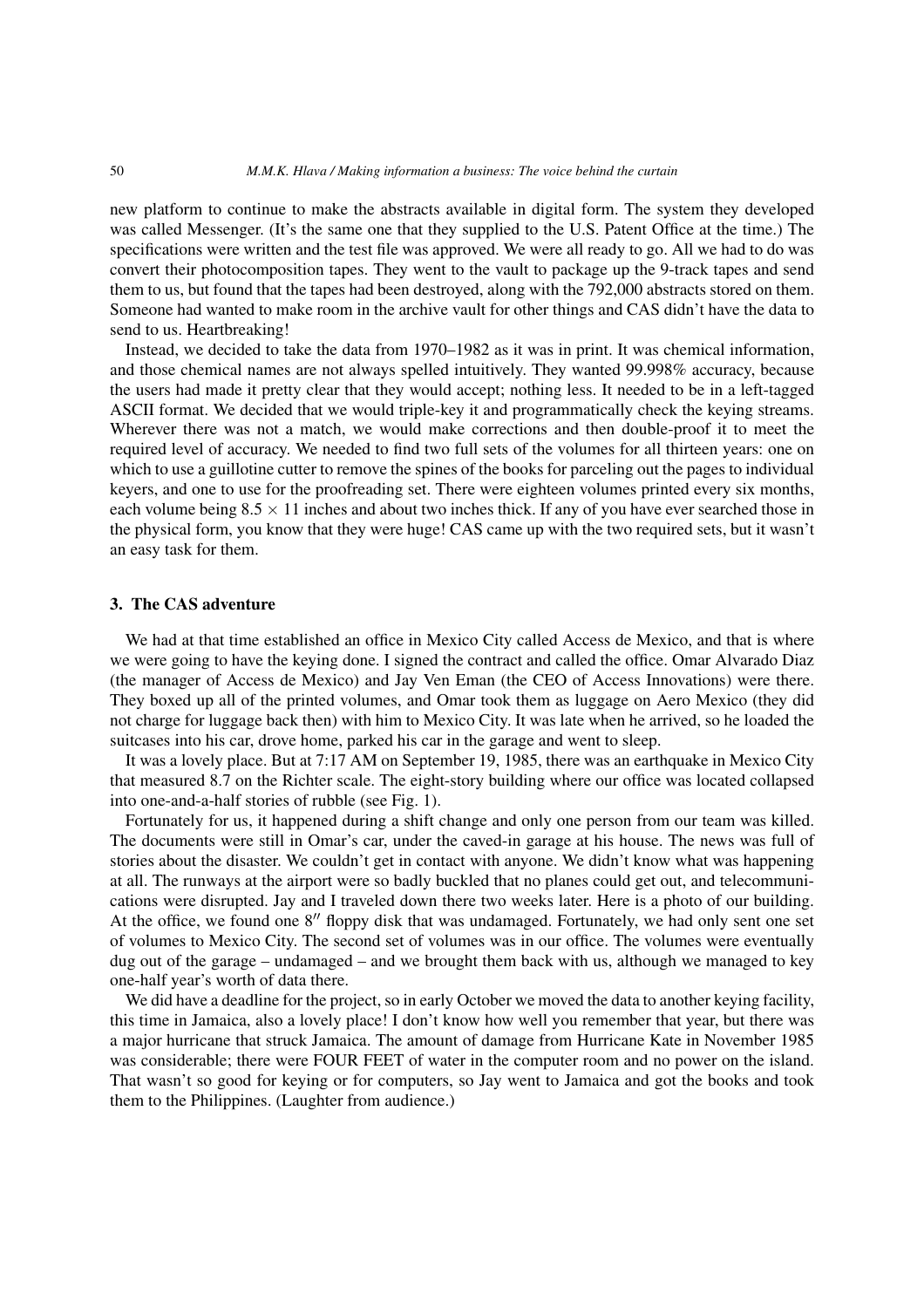new platform to continue to make the abstracts available in digital form. The system they developed was called Messenger. (It's the same one that they supplied to the U.S. Patent Office at the time.) The specifications were written and the test file was approved. We were all ready to go. All we had to do was convert their photocomposition tapes. They went to the vault to package up the 9-track tapes and send them to us, but found that the tapes had been destroyed, along with the 792,000 abstracts stored on them. Someone had wanted to make room in the archive vault for other things and CAS didn't have the data to send to us. Heartbreaking!

Instead, we decided to take the data from 1970–1982 as it was in print. It was chemical information, and those chemical names are not always spelled intuitively. They wanted 99.998% accuracy, because the users had made it pretty clear that they would accept; nothing less. It needed to be in a left-tagged ASCII format. We decided that we would triple-key it and programmatically check the keying streams. Wherever there was not a match, we would make corrections and then double-proof it to meet the required level of accuracy. We needed to find two full sets of the volumes for all thirteen years: one on which to use a guillotine cutter to remove the spines of the books for parceling out the pages to individual keyers, and one to use for the proofreading set. There were eighteen volumes printed every six months, each volume being $8.5 \times 11$ inches and about two inches thick. If any of you have ever searched those in the physical form, you know that they were huge! CAS came up with the two required sets, but it wasn't an easy task for them.

## 3. The CAS adventure

We had at that time established an office in Mexico City called Access de Mexico, and that is where we were going to have the keying done. I signed the contract and called the office. Omar Alvarado Diaz (the manager of Access de Mexico) and Jay Ven Eman (the CEO of Access Innovations) were there. They boxed up all of the printed volumes, and Omar took them as luggage on Aero Mexico (they did not charge for luggage back then) with him to Mexico City. It was late when he arrived, so he loaded the suitcases into his car, drove home, parked his car in the garage and went to sleep.

It was a lovely place. But at 7:17 AM on September 19, 1985, there was an earthquake in Mexico City that measured 8.7 on the Richter scale. The eight-story building where our office was located collapsed into one-and-a-half stories of rubble (see Fig. 1).

Fortunately for us, it happened during a shift change and only one person from our team was killed. The documents were still in Omar's car, under the caved-in garage at his house. The news was full of stories about the disaster. We couldn't get in contact with anyone. We didn't know what was happening at all. The runways at the airport were so badly buckled that no planes could get out, and telecommunications were disrupted. Jay and I traveled down there two weeks later. Here is a photo of our building. At the office, we found one 8″ floppy disk that was undamaged. Fortunately, we had only sent one set of volumes to Mexico City. The second set of volumes was in our office. The volumes were eventually dug out of the garage – undamaged – and we brought them back with us, although we managed to key one-half year's worth of data there.

We did have a deadline for the project, so in early October we moved the data to another keying facility, this time in Jamaica, also a lovely place! I don't know how well you remember that year, but there was a major hurricane that struck Jamaica. The amount of damage from Hurricane Kate in November 1985 was considerable; there were FOUR FEET of water in the computer room and no power on the island. That wasn't so good for keying or for computers, so Jay went to Jamaica and got the books and took them to the Philippines. (Laughter from audience.)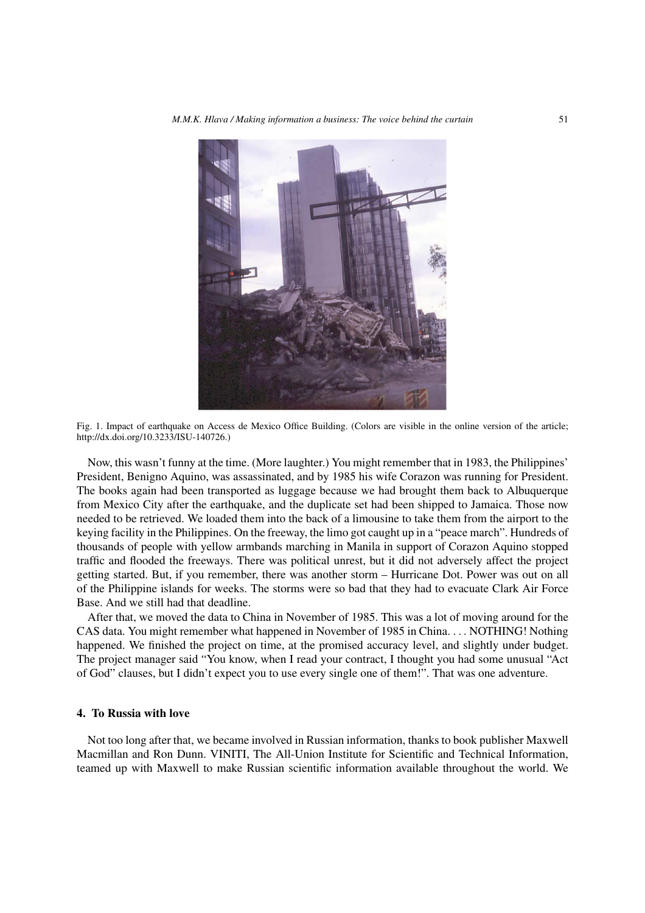Fig. 1. Impact of earthquake on Access de Mexico Office Building. (Colors are visible in the online version of the article; http://dx.doi.org/10.3233/ISU-140726.)

Now, this wasn't funny at the time. (More laughter.) You might remember that in 1983, the Philippines' President, Benigno Aquino, was assassinated, and by 1985 his wife Corazon was running for President. The books again had been transported as luggage because we had brought them back to Albuquerque from Mexico City after the earthquake, and the duplicate set had been shipped to Jamaica. Those now needed to be retrieved. We loaded them into the back of a limousine to take them from the airport to the keying facility in the Philippines. On the freeway, the limo got caught up in a "peace march". Hundreds of thousands of people with yellow armbands marching in Manila in support of Corazon Aquino stopped traffic and flooded the freeways. There was political unrest, but it did not adversely affect the project getting started. But, if you remember, there was another storm – Hurricane Dot. Power was out on all of the Philippine islands for weeks. The storms were so bad that they had to evacuate Clark Air Force Base. And we still had that deadline.

After that, we moved the data to China in November of 1985. This was a lot of moving around for the CAS data. You might remember what happened in November of 1985 in China. . . . NOTHING! Nothing happened. We finished the project on time, at the promised accuracy level, and slightly under budget. The project manager said "You know, when I read your contract, I thought you had some unusual "Act of God" clauses, but I didn't expect you to use every single one of them!". That was one adventure.

## 4. To Russia with love

Not too long after that, we became involved in Russian information, thanks to book publisher Maxwell Macmillan and Ron Dunn. VINITI, The All-Union Institute for Scientific and Technical Information, teamed up with Maxwell to make Russian scientific information available throughout the world. We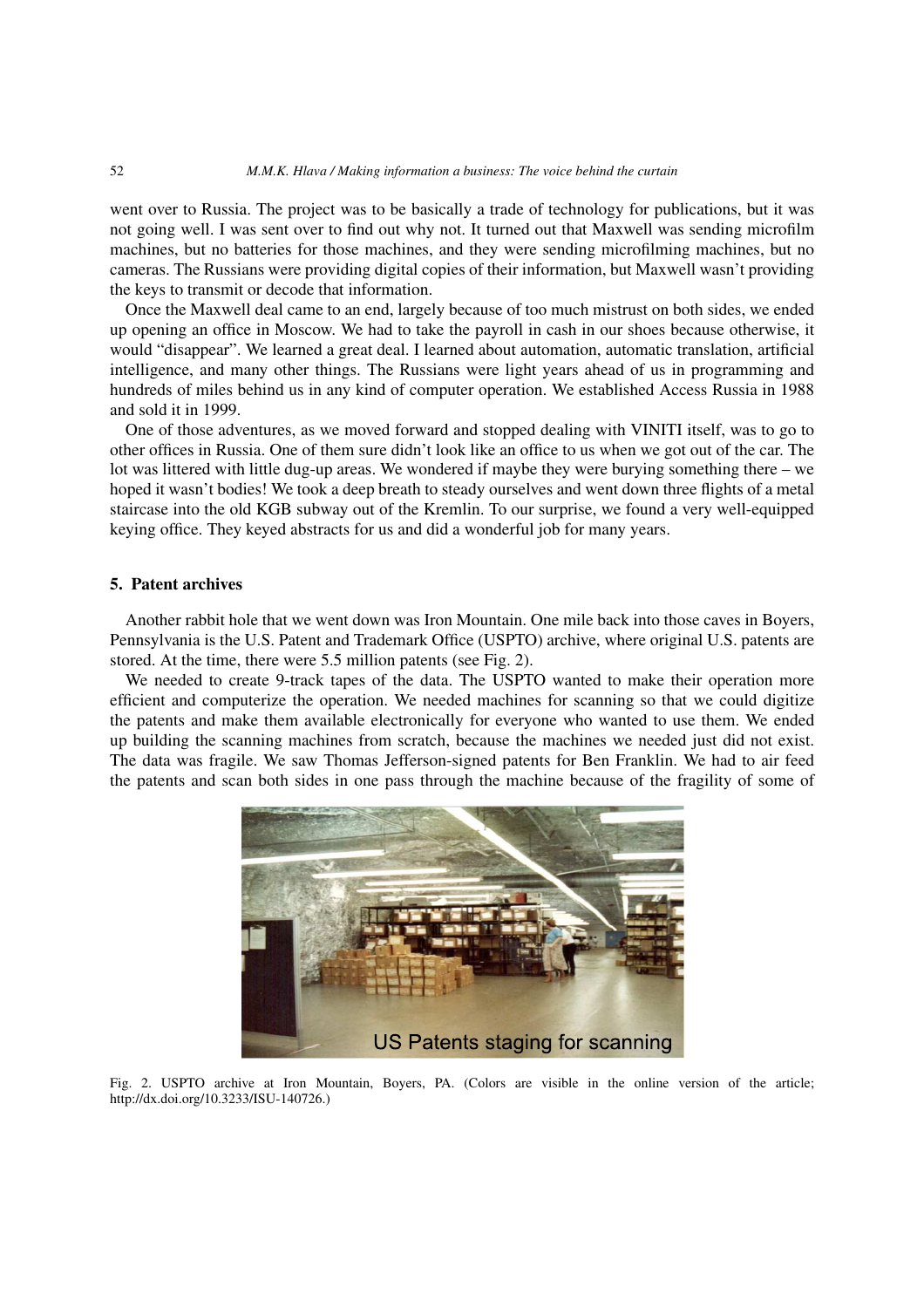went over to Russia. The project was to be basically a trade of technology for publications, but it was not going well. I was sent over to find out why not. It turned out that Maxwell was sending microfilm machines, but no batteries for those machines, and they were sending microfilming machines, but no cameras. The Russians were providing digital copies of their information, but Maxwell wasn't providing the keys to transmit or decode that information.

Once the Maxwell deal came to an end, largely because of too much mistrust on both sides, we ended up opening an office in Moscow. We had to take the payroll in cash in our shoes because otherwise, it would "disappear". We learned a great deal. I learned about automation, automatic translation, artificial intelligence, and many other things. The Russians were light years ahead of us in programming and hundreds of miles behind us in any kind of computer operation. We established Access Russia in 1988 and sold it in 1999.

One of those adventures, as we moved forward and stopped dealing with VINITI itself, was to go to other offices in Russia. One of them sure didn't look like an office to us when we got out of the car. The lot was littered with little dug-up areas. We wondered if maybe they were burying something there – we hoped it wasn't bodies! We took a deep breath to steady ourselves and went down three flights of a metal staircase into the old KGB subway out of the Kremlin. To our surprise, we found a very well-equipped keying office. They keyed abstracts for us and did a wonderful job for many years.

## 5. Patent archives

Another rabbit hole that we went down was Iron Mountain. One mile back into those caves in Boyers, Pennsylvania is the U.S. Patent and Trademark Office (USPTO) archive, where original U.S. patents are stored. At the time, there were 5.5 million patents (see Fig. 2).

We needed to create 9-track tapes of the data. The USPTO wanted to make their operation more efficient and computerize the operation. We needed machines for scanning so that we could digitize the patents and make them available electronically for everyone who wanted to use them. We ended up building the scanning machines from scratch, because the machines we needed just did not exist. The data was fragile. We saw Thomas Jefferson-signed patents for Ben Franklin. We had to air feed the patents and scan both sides in one pass through the machine because of the fragility of some of

Fig. 2. USPTO archive at Iron Mountain, Boyers, PA. (Colors are visible in the online version of the article; http://dx.doi.org/10.3233/ISU-140726.)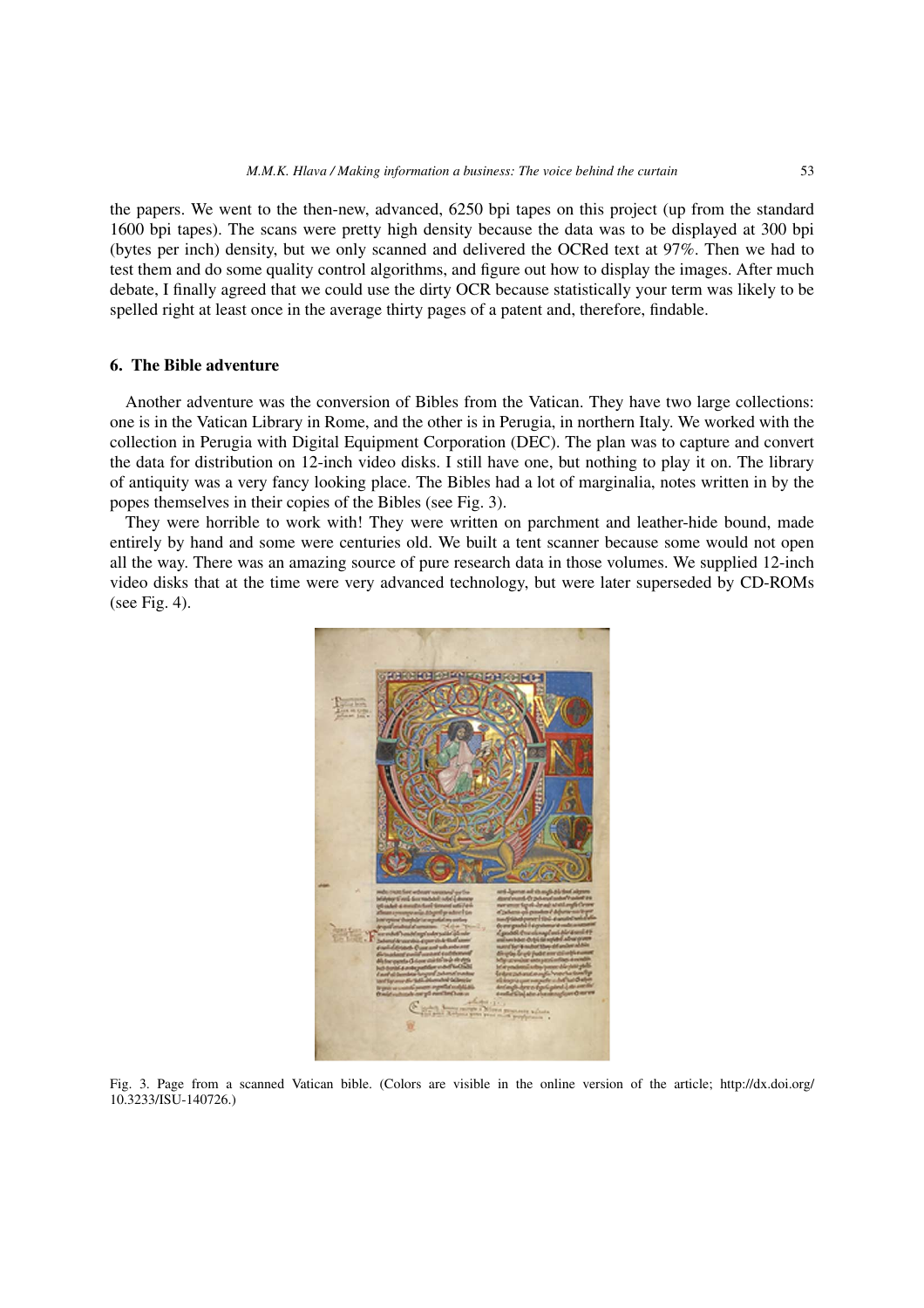the papers. We went to the then-new, advanced, 6250 bpi tapes on this project (up from the standard 1600 bpi tapes). The scans were pretty high density because the data was to be displayed at 300 bpi (bytes per inch) density, but we only scanned and delivered the OCRed text at 97%. Then we had to test them and do some quality control algorithms, and figure out how to display the images. After much debate, I finally agreed that we could use the dirty OCR because statistically your term was likely to be spelled right at least once in the average thirty pages of a patent and, therefore, findable.

## 6. The Bible adventure

Another adventure was the conversion of Bibles from the Vatican. They have two large collections: one is in the Vatican Library in Rome, and the other is in Perugia, in northern Italy. We worked with the collection in Perugia with Digital Equipment Corporation (DEC). The plan was to capture and convert the data for distribution on 12-inch video disks. I still have one, but nothing to play it on. The library of antiquity was a very fancy looking place. The Bibles had a lot of marginalia, notes written in by the popes themselves in their copies of the Bibles (see Fig. 3).

They were horrible to work with! They were written on parchment and leather-hide bound, made entirely by hand and some were centuries old. We built a tent scanner because some would not open all the way. There was an amazing source of pure research data in those volumes. We supplied 12-inch video disks that at the time were very advanced technology, but were later superseded by CD-ROMs (see Fig. 4).

Fig. 3. Page from a scanned Vatican bible. (Colors are visible in the online version of the article; http://dx.doi.org/10.3233/ISU-140726.)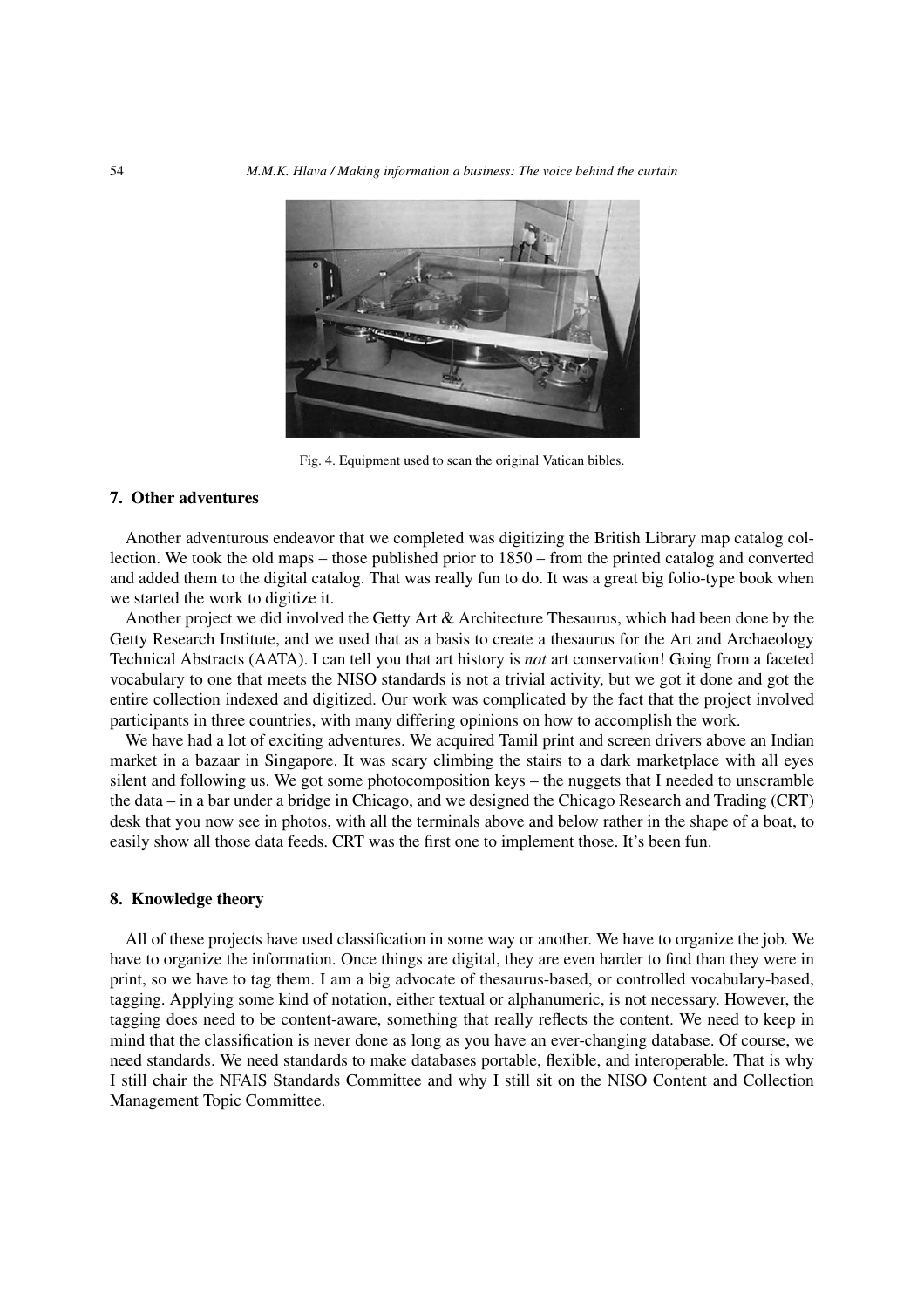Fig. 4. Equipment used to scan the original Vatican bibles.

## 7. Other adventures

Another adventurous endeavor that we completed was digitizing the British Library map catalog collection. We took the old maps – those published prior to 1850 – from the printed catalog and converted and added them to the digital catalog. That was really fun to do. It was a great big folio-type book when we started the work to digitize it.

Another project we did involved the Getty Art & Architecture Thesaurus, which had been done by the Getty Research Institute, and we used that as a basis to create a thesaurus for the Art and Archaeology Technical Abstracts (AATA). I can tell you that art history is *not* art conservation! Going from a faceted vocabulary to one that meets the NISO standards is not a trivial activity, but we got it done and got the entire collection indexed and digitized. Our work was complicated by the fact that the project involved participants in three countries, with many differing opinions on how to accomplish the work.

We have had a lot of exciting adventures. We acquired Tamil print and screen drivers above an Indian market in a bazaar in Singapore. It was scary climbing the stairs to a dark marketplace with all eyes silent and following us. We got some photocomposition keys – the nuggets that I needed to unscramble the data – in a bar under a bridge in Chicago, and we designed the Chicago Research and Trading (CRT) desk that you now see in photos, with all the terminals above and below rather in the shape of a boat, to easily show all those data feeds. CRT was the first one to implement those. It's been fun.

## 8. Knowledge theory

All of these projects have used classification in some way or another. We have to organize the job. We have to organize the information. Once things are digital, they are even harder to find than they were in print, so we have to tag them. I am a big advocate of thesaurus-based, or controlled vocabulary-based, tagging. Applying some kind of notation, either textual or alphanumeric, is not necessary. However, the tagging does need to be content-aware, something that really reflects the content. We need to keep in mind that the classification is never done as long as you have an ever-changing database. Of course, we need standards. We need standards to make databases portable, flexible, and interoperable. That is why I still chair the NFAIS Standards Committee and why I still sit on the NISO Content and Collection Management Topic Committee.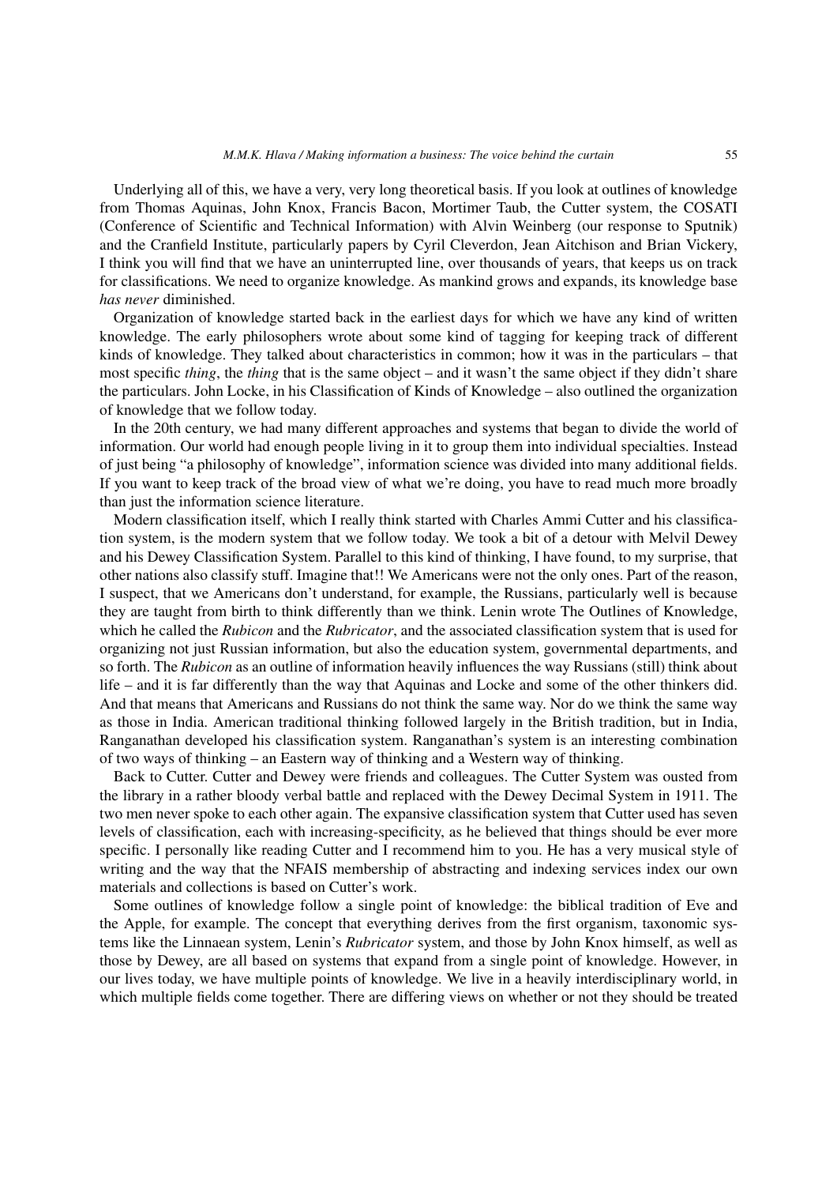Underlying all of this, we have a very, very long theoretical basis. If you look at outlines of knowledge from Thomas Aquinas, John Knox, Francis Bacon, Mortimer Taub, the Cutter system, the COSATI (Conference of Scientific and Technical Information) with Alvin Weinberg (our response to Sputnik) and the Cranfield Institute, particularly papers by Cyril Cleverdon, Jean Aitchison and Brian Vickery, I think you will find that we have an uninterrupted line, over thousands of years, that keeps us on track for classifications. We need to organize knowledge. As mankind grows and expands, its knowledge base *has never* diminished.

Organization of knowledge started back in the earliest days for which we have any kind of written knowledge. The early philosophers wrote about some kind of tagging for keeping track of different kinds of knowledge. They talked about characteristics in common; how it was in the particulars – that most specific *thing*, the *thing* that is the same object – and it wasn't the same object if they didn't share the particulars. John Locke, in his Classification of Kinds of Knowledge – also outlined the organization of knowledge that we follow today.

In the 20th century, we had many different approaches and systems that began to divide the world of information. Our world had enough people living in it to group them into individual specialties. Instead of just being "a philosophy of knowledge", information science was divided into many additional fields. If you want to keep track of the broad view of what we're doing, you have to read much more broadly than just the information science literature.

Modern classification itself, which I really think started with Charles Ammi Cutter and his classification system, is the modern system that we follow today. We took a bit of a detour with Melvil Dewey and his Dewey Classification System. Parallel to this kind of thinking, I have found, to my surprise, that other nations also classify stuff. Imagine that!! We Americans were not the only ones. Part of the reason, I suspect, that we Americans don't understand, for example, the Russians, particularly well is because they are taught from birth to think differently than we think. Lenin wrote The Outlines of Knowledge, which he called the *Rubicon* and the *Rubricator*, and the associated classification system that is used for organizing not just Russian information, but also the education system, governmental departments, and so forth. The *Rubicon* as an outline of information heavily influences the way Russians (still) think about life – and it is far differently than the way that Aquinas and Locke and some of the other thinkers did. And that means that Americans and Russians do not think the same way. Nor do we think the same way as those in India. American traditional thinking followed largely in the British tradition, but in India, Ranganathan developed his classification system. Ranganathan's system is an interesting combination of two ways of thinking – an Eastern way of thinking and a Western way of thinking.

Back to Cutter. Cutter and Dewey were friends and colleagues. The Cutter System was ousted from the library in a rather bloody verbal battle and replaced with the Dewey Decimal System in 1911. The two men never spoke to each other again. The expansive classification system that Cutter used has seven levels of classification, each with increasing-specificity, as he believed that things should be ever more specific. I personally like reading Cutter and I recommend him to you. He has a very musical style of writing and the way that the NFAIS membership of abstracting and indexing services index our own materials and collections is based on Cutter's work.

Some outlines of knowledge follow a single point of knowledge: the biblical tradition of Eve and the Apple, for example. The concept that everything derives from the first organism, taxonomic systems like the Linnaean system, Lenin's *Rubricator* system, and those by John Knox himself, as well as those by Dewey, are all based on systems that expand from a single point of knowledge. However, in our lives today, we have multiple points of knowledge. We live in a heavily interdisciplinary world, in which multiple fields come together. There are differing views on whether or not they should be treated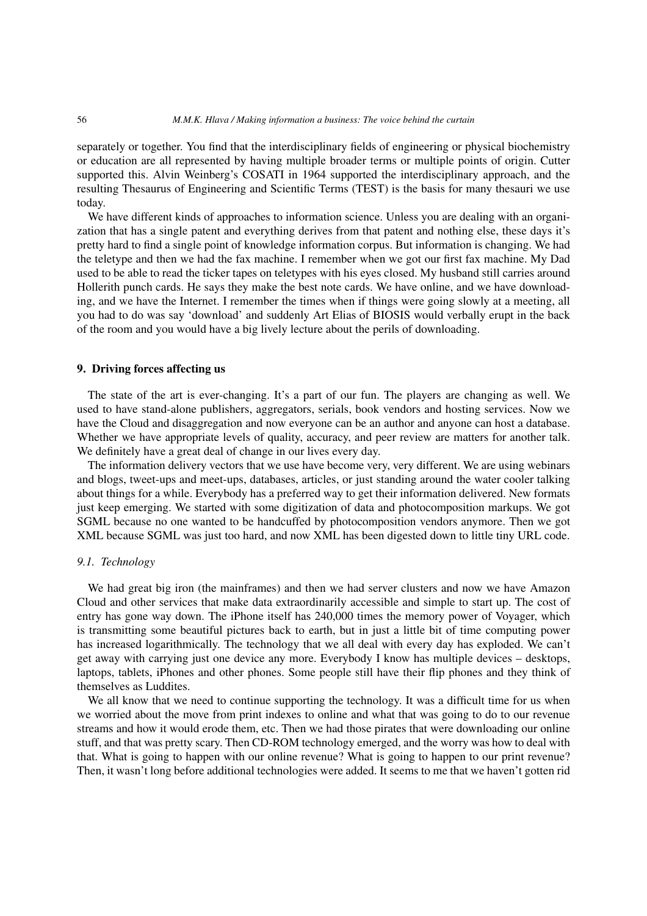separately or together. You find that the interdisciplinary fields of engineering or physical biochemistry or education are all represented by having multiple broader terms or multiple points of origin. Cutter supported this. Alvin Weinberg's COSATI in 1964 supported the interdisciplinary approach, and the resulting Thesaurus of Engineering and Scientific Terms (TEST) is the basis for many thesauri we use today.

We have different kinds of approaches to information science. Unless you are dealing with an organization that has a single patent and everything derives from that patent and nothing else, these days it's pretty hard to find a single point of knowledge information corpus. But information is changing. We had the teletype and then we had the fax machine. I remember when we got our first fax machine. My Dad used to be able to read the ticker tapes on teletypes with his eyes closed. My husband still carries around Hollerith punch cards. He says they make the best note cards. We have online, and we have downloading, and we have the Internet. I remember the times when if things were going slowly at a meeting, all you had to do was say 'download' and suddenly Art Elias of BIOSIS would verbally erupt in the back of the room and you would have a big lively lecture about the perils of downloading.

## 9. Driving forces affecting us

The state of the art is ever-changing. It's a part of our fun. The players are changing as well. We used to have stand-alone publishers, aggregators, serials, book vendors and hosting services. Now we have the Cloud and disaggregation and now everyone can be an author and anyone can host a database. Whether we have appropriate levels of quality, accuracy, and peer review are matters for another talk. We definitely have a great deal of change in our lives every day.

The information delivery vectors that we use have become very, very different. We are using webinars and blogs, tweet-ups and meet-ups, databases, articles, or just standing around the water cooler talking about things for a while. Everybody has a preferred way to get their information delivered. New formats just keep emerging. We started with some digitization of data and photocomposition markups. We got SGML because no one wanted to be handcuffed by photocomposition vendors anymore. Then we got XML because SGML was just too hard, and now XML has been digested down to little tiny URL code.

### *9.1. Technology*

We had great big iron (the mainframes) and then we had server clusters and now we have Amazon Cloud and other services that make data extraordinarily accessible and simple to start up. The cost of entry has gone way down. The iPhone itself has 240,000 times the memory power of Voyager, which is transmitting some beautiful pictures back to earth, but in just a little bit of time computing power has increased logarithmically. The technology that we all deal with every day has exploded. We can't get away with carrying just one device any more. Everybody I know has multiple devices – desktops, laptops, tablets, iPhones and other phones. Some people still have their flip phones and they think of themselves as Luddites.

We all know that we need to continue supporting the technology. It was a difficult time for us when we worried about the move from print indexes to online and what that was going to do to our revenue streams and how it would erode them, etc. Then we had those pirates that were downloading our online stuff, and that was pretty scary. Then CD-ROM technology emerged, and the worry was how to deal with that. What is going to happen with our online revenue? What is going to happen to our print revenue? Then, it wasn't long before additional technologies were added. It seems to me that we haven't gotten rid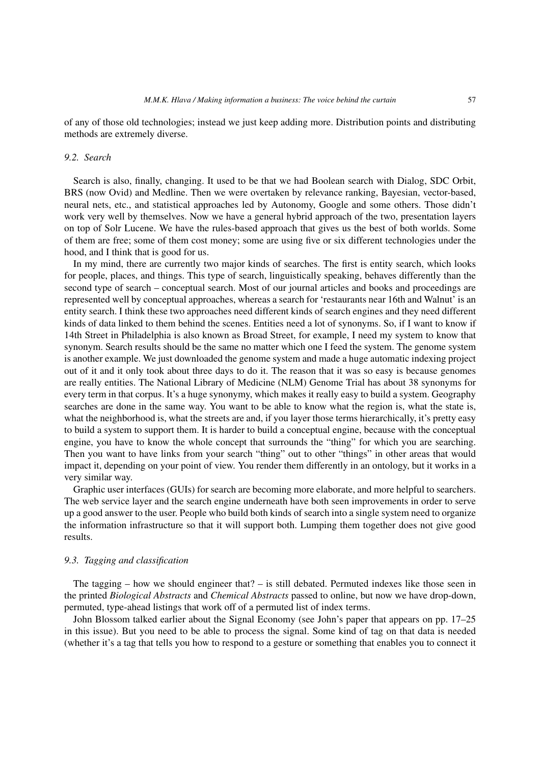of any of those old technologies; instead we just keep adding more. Distribution points and distributing methods are extremely diverse.

### 9.2. Search

Search is also, finally, changing. It used to be that we had Boolean search with Dialog, SDC Orbit, BRS (now Ovid) and Medline. Then we were overtaken by relevance ranking, Bayesian, vector-based, neural nets, etc., and statistical approaches led by Autonomy, Google and some others. Those didn't work very well by themselves. Now we have a general hybrid approach of the two, presentation layers on top of Solr Lucene. We have the rules-based approach that gives us the best of both worlds. Some of them are free; some of them cost money; some are using five or six different technologies under the hood, and I think that is good for us.

In my mind, there are currently two major kinds of searches. The first is entity search, which looks for people, places, and things. This type of search, linguistically speaking, behaves differently than the second type of search – conceptual search. Most of our journal articles and books and proceedings are represented well by conceptual approaches, whereas a search for 'restaurants near 16th and Walnut' is an entity search. I think these two approaches need different kinds of search engines and they need different kinds of data linked to them behind the scenes. Entities need a lot of synonyms. So, if I want to know if 14th Street in Philadelphia is also known as Broad Street, for example, I need my system to know that synonym. Search results should be the same no matter which one I feed the system. The genome system is another example. We just downloaded the genome system and made a huge automatic indexing project out of it and it only took about three days to do it. The reason that it was so easy is because genomes are really entities. The National Library of Medicine (NLM) Genome Trial has about 38 synonyms for every term in that corpus. It's a huge synonymy, which makes it really easy to build a system. Geography searches are done in the same way. You want to be able to know what the region is, what the state is, what the neighborhood is, what the streets are and, if you layer those terms hierarchically, it's pretty easy to build a system to support them. It is harder to build a conceptual engine, because with the conceptual engine, you have to know the whole concept that surrounds the "thing" for which you are searching. Then you want to have links from your search "thing" out to other "things" in other areas that would impact it, depending on your point of view. You render them differently in an ontology, but it works in a very similar way.

Graphic user interfaces (GUIs) for search are becoming more elaborate, and more helpful to searchers. The web service layer and the search engine underneath have both seen improvements in order to serve up a good answer to the user. People who build both kinds of search into a single system need to organize the information infrastructure so that it will support both. Lumping them together does not give good results.

### 9.3. Tagging and classification

The tagging – how we should engineer that? – is still debated. Permuted indexes like those seen in the printed *Biological Abstracts* and *Chemical Abstracts* passed to online, but now we have drop-down, permuted, type-ahead listings that work off of a permuted list of index terms.

John Blossom talked earlier about the Signal Economy (see John's paper that appears on pp. 17–25 in this issue). But you need to be able to process the signal. Some kind of tag on that data is needed (whether it's a tag that tells you how to respond to a gesture or something that enables you to connect it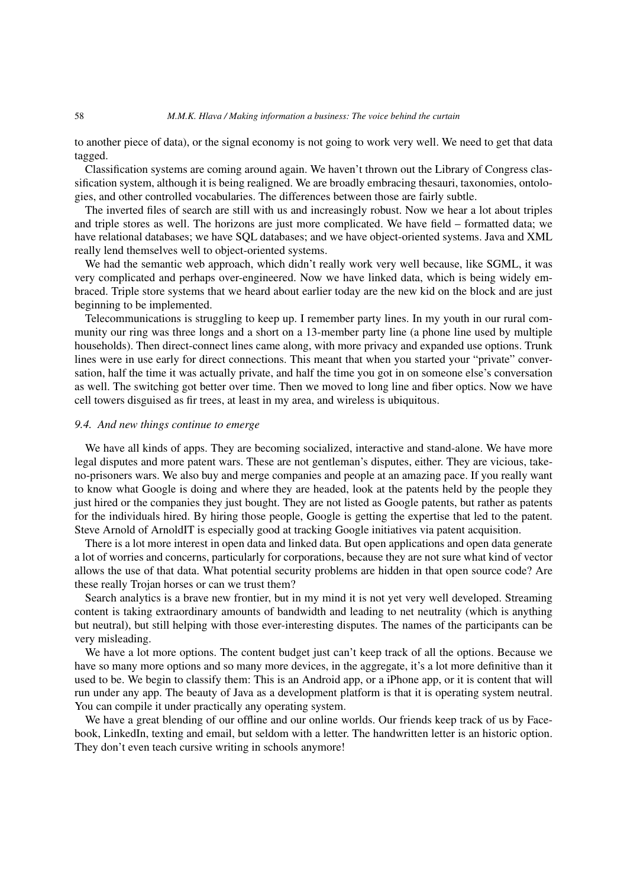to another piece of data), or the signal economy is not going to work very well. We need to get that data tagged.

Classification systems are coming around again. We haven't thrown out the Library of Congress classification system, although it is being realigned. We are broadly embracing thesauri, taxonomies, ontologies, and other controlled vocabularies. The differences between those are fairly subtle.

The inverted files of search are still with us and increasingly robust. Now we hear a lot about triples and triple stores as well. The horizons are just more complicated. We have field – formatted data; we have relational databases; we have SQL databases; and we have object-oriented systems. Java and XML really lend themselves well to object-oriented systems.

We had the semantic web approach, which didn't really work very well because, like SGML, it was very complicated and perhaps over-engineered. Now we have linked data, which is being widely embraced. Triple store systems that we heard about earlier today are the new kid on the block and are just beginning to be implemented.

Telecommunications is struggling to keep up. I remember party lines. In my youth in our rural community our ring was three longs and a short on a 13-member party line (a phone line used by multiple households). Then direct-connect lines came along, with more privacy and expanded use options. Trunk lines were in use early for direct connections. This meant that when you started your "private" conversation, half the time it was actually private, and half the time you got in on someone else's conversation as well. The switching got better over time. Then we moved to long line and fiber optics. Now we have cell towers disguised as fir trees, at least in my area, and wireless is ubiquitous.

### *9.4. And new things continue to emerge*

We have all kinds of apps. They are becoming socialized, interactive and stand-alone. We have more legal disputes and more patent wars. These are not gentleman's disputes, either. They are vicious, take-no-prisoners wars. We also buy and merge companies and people at an amazing pace. If you really want to know what Google is doing and where they are headed, look at the patents held by the people they just hired or the companies they just bought. They are not listed as Google patents, but rather as patents for the individuals hired. By hiring those people, Google is getting the expertise that led to the patent. Steve Arnold of ArnoldIT is especially good at tracking Google initiatives via patent acquisition.

There is a lot more interest in open data and linked data. But open applications and open data generate a lot of worries and concerns, particularly for corporations, because they are not sure what kind of vector allows the use of that data. What potential security problems are hidden in that open source code? Are these really Trojan horses or can we trust them?

Search analytics is a brave new frontier, but in my mind it is not yet very well developed. Streaming content is taking extraordinary amounts of bandwidth and leading to net neutrality (which is anything but neutral), but still helping with those ever-interesting disputes. The names of the participants can be very misleading.

We have a lot more options. The content budget just can't keep track of all the options. Because we have so many more options and so many more devices, in the aggregate, it's a lot more definitive than it used to be. We begin to classify them: This is an Android app, or a iPhone app, or it is content that will run under any app. The beauty of Java as a development platform is that it is operating system neutral. You can compile it under practically any operating system.

We have a great blending of our offline and our online worlds. Our friends keep track of us by Facebook, LinkedIn, texting and email, but seldom with a letter. The handwritten letter is an historic option. They don't even teach cursive writing in schools anymore!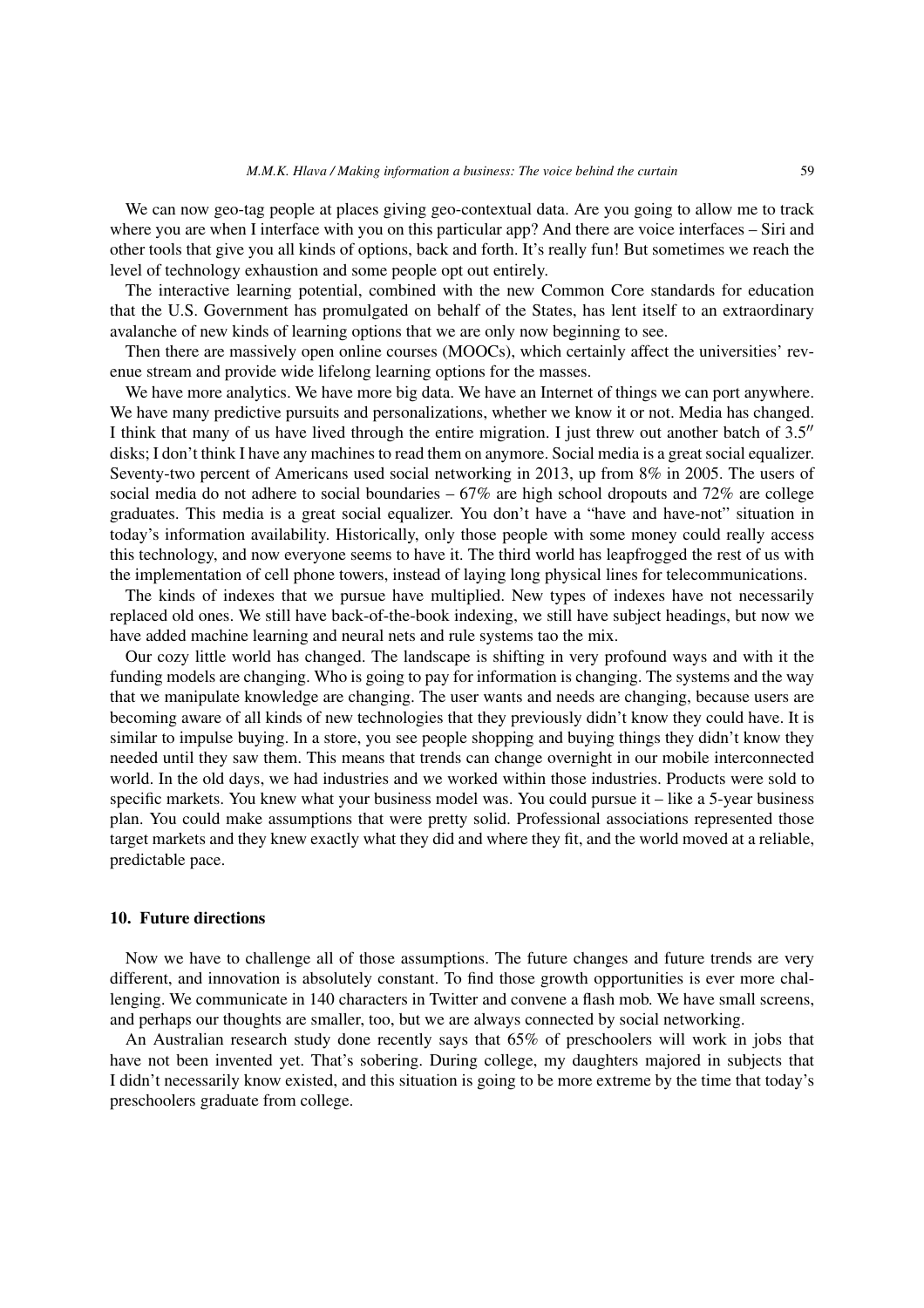We can now geo-tag people at places giving geo-contextual data. Are you going to allow me to track where you are when I interface with you on this particular app? And there are voice interfaces – Siri and other tools that give you all kinds of options, back and forth. It's really fun! But sometimes we reach the level of technology exhaustion and some people opt out entirely.

The interactive learning potential, combined with the new Common Core standards for education that the U.S. Government has promulgated on behalf of the States, has lent itself to an extraordinary avalanche of new kinds of learning options that we are only now beginning to see.

Then there are massively open online courses (MOOCs), which certainly affect the universities' revenue stream and provide wide lifelong learning options for the masses.

We have more analytics. We have more big data. We have an Internet of things we can port anywhere. We have many predictive pursuits and personalizations, whether we know it or not. Media has changed. I think that many of us have lived through the entire migration. I just threw out another batch of 3.5″ disks; I don't think I have any machines to read them on anymore. Social media is a great social equalizer. Seventy-two percent of Americans used social networking in 2013, up from 8% in 2005. The users of social media do not adhere to social boundaries – 67% are high school dropouts and 72% are college graduates. This media is a great social equalizer. You don't have a "have and have-not" situation in today's information availability. Historically, only those people with some money could really access this technology, and now everyone seems to have it. The third world has leapfrogged the rest of us with the implementation of cell phone towers, instead of laying long physical lines for telecommunications.

The kinds of indexes that we pursue have multiplied. New types of indexes have not necessarily replaced old ones. We still have back-of-the-book indexing, we still have subject headings, but now we have added machine learning and neural nets and rule systems tao the mix.

Our cozy little world has changed. The landscape is shifting in very profound ways and with it the funding models are changing. Who is going to pay for information is changing. The systems and the way that we manipulate knowledge are changing. The user wants and needs are changing, because users are becoming aware of all kinds of new technologies that they previously didn't know they could have. It is similar to impulse buying. In a store, you see people shopping and buying things they didn't know they needed until they saw them. This means that trends can change overnight in our mobile interconnected world. In the old days, we had industries and we worked within those industries. Products were sold to specific markets. You knew what your business model was. You could pursue it – like a 5-year business plan. You could make assumptions that were pretty solid. Professional associations represented those target markets and they knew exactly what they did and where they fit, and the world moved at a reliable, predictable pace.

## 10. Future directions

Now we have to challenge all of those assumptions. The future changes and future trends are very different, and innovation is absolutely constant. To find those growth opportunities is ever more challenging. We communicate in 140 characters in Twitter and convene a flash mob. We have small screens, and perhaps our thoughts are smaller, too, but we are always connected by social networking.

An Australian research study done recently says that 65% of preschoolers will work in jobs that have not been invented yet. That's sobering. During college, my daughters majored in subjects that I didn't necessarily know existed, and this situation is going to be more extreme by the time that today's preschoolers graduate from college.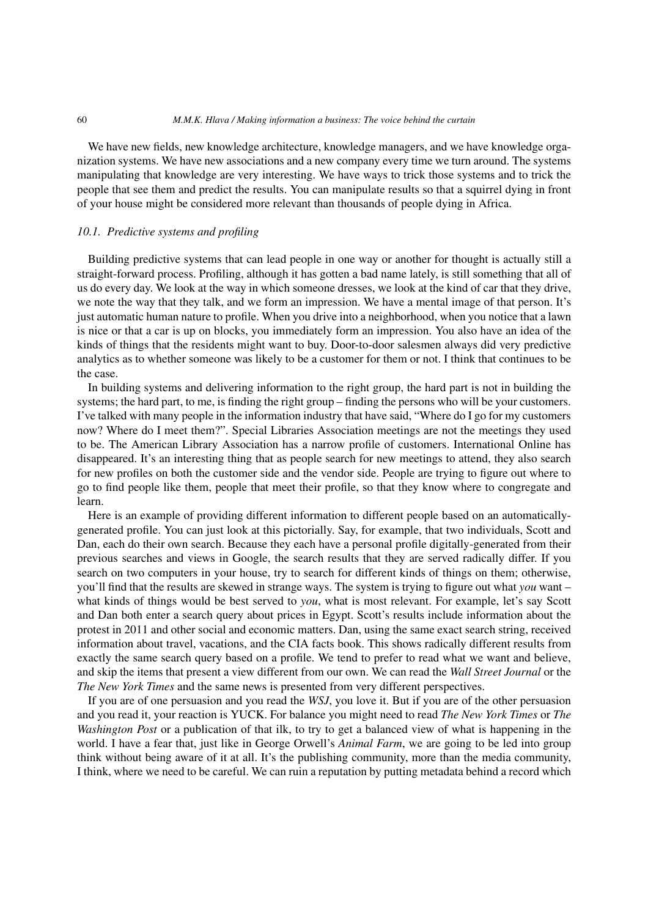We have new fields, new knowledge architecture, knowledge managers, and we have knowledge organization systems. We have new associations and a new company every time we turn around. The systems manipulating that knowledge are very interesting. We have ways to trick those systems and to trick the people that see them and predict the results. You can manipulate results so that a squirrel dying in front of your house might be considered more relevant than thousands of people dying in Africa.

### *10.1. Predictive systems and profiling*

Building predictive systems that can lead people in one way or another for thought is actually still a straight-forward process. Profiling, although it has gotten a bad name lately, is still something that all of us do every day. We look at the way in which someone dresses, we look at the kind of car that they drive, we note the way that they talk, and we form an impression. We have a mental image of that person. It's just automatic human nature to profile. When you drive into a neighborhood, when you notice that a lawn is nice or that a car is up on blocks, you immediately form an impression. You also have an idea of the kinds of things that the residents might want to buy. Door-to-door salesmen always did very predictive analytics as to whether someone was likely to be a customer for them or not. I think that continues to be the case.

In building systems and delivering information to the right group, the hard part is not in building the systems; the hard part, to me, is finding the right group – finding the persons who will be your customers. I've talked with many people in the information industry that have said, "Where do I go for my customers now? Where do I meet them?". Special Libraries Association meetings are not the meetings they used to be. The American Library Association has a narrow profile of customers. International Online has disappeared. It's an interesting thing that as people search for new meetings to attend, they also search for new profiles on both the customer side and the vendor side. People are trying to figure out where to go to find people like them, people that meet their profile, so that they know where to congregate and learn.

Here is an example of providing different information to different people based on an automatically-generated profile. You can just look at this pictorially. Say, for example, that two individuals, Scott and Dan, each do their own search. Because they each have a personal profile digitally-generated from their previous searches and views in Google, the search results that they are served radically differ. If you search on two computers in your house, try to search for different kinds of things on them; otherwise, you'll find that the results are skewed in strange ways. The system is trying to figure out what *you* want – what kinds of things would be best served to *you*, what is most relevant. For example, let's say Scott and Dan both enter a search query about prices in Egypt. Scott's results include information about the protest in 2011 and other social and economic matters. Dan, using the same exact search string, received information about travel, vacations, and the CIA facts book. This shows radically different results from exactly the same search query based on a profile. We tend to prefer to read what we want and believe, and skip the items that present a view different from our own. We can read the *Wall Street Journal* or the *The New York Times* and the same news is presented from very different perspectives.

If you are of one persuasion and you read the *WSJ*, you love it. But if you are of the other persuasion and you read it, your reaction is YUCK. For balance you might need to read *The New York Times* or *The Washington Post* or a publication of that ilk, to try to get a balanced view of what is happening in the world. I have a fear that, just like in George Orwell's *Animal Farm*, we are going to be led into group think without being aware of it at all. It's the publishing community, more than the media community, I think, where we need to be careful. We can ruin a reputation by putting metadata behind a record which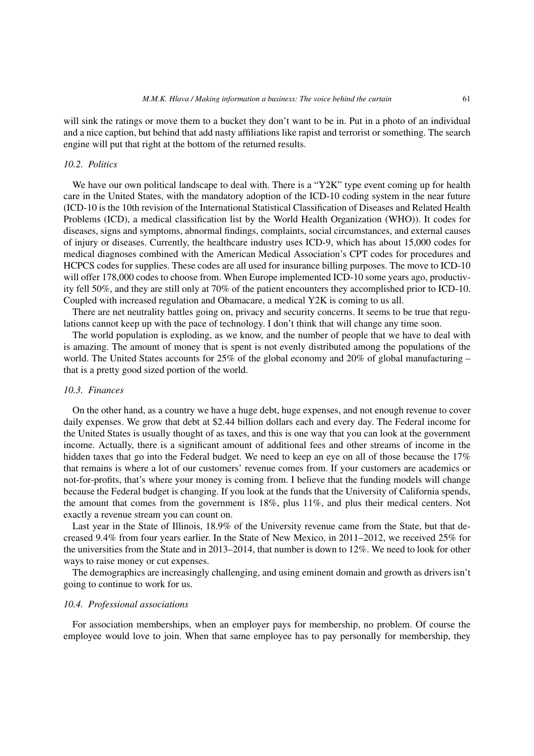will sink the ratings or move them to a bucket they don't want to be in. Put in a photo of an individual and a nice caption, but behind that add nasty affiliations like rapist and terrorist or something. The search engine will put that right at the bottom of the returned results.

### *10.2. Politics*

We have our own political landscape to deal with. There is a "Y2K" type event coming up for health care in the United States, with the mandatory adoption of the ICD-10 coding system in the near future (ICD-10 is the 10th revision of the International Statistical Classification of Diseases and Related Health Problems (ICD), a medical classification list by the World Health Organization (WHO)). It codes for diseases, signs and symptoms, abnormal findings, complaints, social circumstances, and external causes of injury or diseases. Currently, the healthcare industry uses ICD-9, which has about 15,000 codes for medical diagnoses combined with the American Medical Association's CPT codes for procedures and HCPCS codes for supplies. These codes are all used for insurance billing purposes. The move to ICD-10 will offer 178,000 codes to choose from. When Europe implemented ICD-10 some years ago, productivity fell 50%, and they are still only at 70% of the patient encounters they accomplished prior to ICD-10. Coupled with increased regulation and Obamacare, a medical Y2K is coming to us all.

There are net neutrality battles going on, privacy and security concerns. It seems to be true that regulations cannot keep up with the pace of technology. I don't think that will change any time soon.

The world population is exploding, as we know, and the number of people that we have to deal with is amazing. The amount of money that is spent is not evenly distributed among the populations of the world. The United States accounts for 25% of the global economy and 20% of global manufacturing – that is a pretty good sized portion of the world.

### *10.3. Finances*

On the other hand, as a country we have a huge debt, huge expenses, and not enough revenue to cover daily expenses. We grow that debt at $2.44 billion dollars each and every day. The Federal income for the United States is usually thought of as taxes, and this is one way that you can look at the government income. Actually, there is a significant amount of additional fees and other streams of income in the hidden taxes that go into the Federal budget. We need to keep an eye on all of those because the 17% that remains is where a lot of our customers' revenue comes from. If your customers are academics or not-for-profits, that's where your money is coming from. I believe that the funding models will change because the Federal budget is changing. If you look at the funds that the University of California spends, the amount that comes from the government is 18%, plus 11%, and plus their medical centers. Not exactly a revenue stream you can count on.

Last year in the State of Illinois, 18.9% of the University revenue came from the State, but that decreased 9.4% from four years earlier. In the State of New Mexico, in 2011–2012, we received 25% for the universities from the State and in 2013–2014, that number is down to 12%. We need to look for other ways to raise money or cut expenses.

The demographics are increasingly challenging, and using eminent domain and growth as drivers isn't going to continue to work for us.

### *10.4. Professional associations*

For association memberships, when an employer pays for membership, no problem. Of course the employee would love to join. When that same employee has to pay personally for membership, they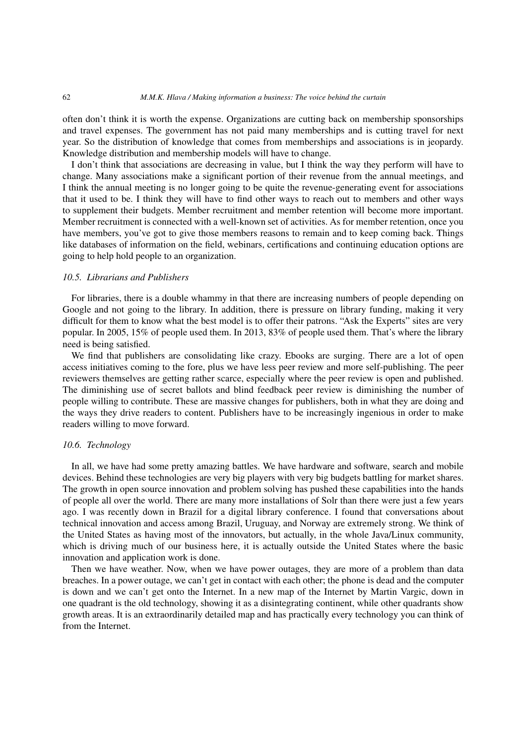often don't think it is worth the expense. Organizations are cutting back on membership sponsorships and travel expenses. The government has not paid many memberships and is cutting travel for next year. So the distribution of knowledge that comes from memberships and associations is in jeopardy. Knowledge distribution and membership models will have to change.

I don't think that associations are decreasing in value, but I think the way they perform will have to change. Many associations make a significant portion of their revenue from the annual meetings, and I think the annual meeting is no longer going to be quite the revenue-generating event for associations that it used to be. I think they will have to find other ways to reach out to members and other ways to supplement their budgets. Member recruitment and member retention will become more important. Member recruitment is connected with a well-known set of activities. As for member retention, once you have members, you've got to give those members reasons to remain and to keep coming back. Things like databases of information on the field, webinars, certifications and continuing education options are going to help hold people to an organization.

### *10.5. Librarians and Publishers*

For libraries, there is a double whammy in that there are increasing numbers of people depending on Google and not going to the library. In addition, there is pressure on library funding, making it very difficult for them to know what the best model is to offer their patrons. "Ask the Experts" sites are very popular. In 2005, 15% of people used them. In 2013, 83% of people used them. That's where the library need is being satisfied.

We find that publishers are consolidating like crazy. Ebooks are surging. There are a lot of open access initiatives coming to the fore, plus we have less peer review and more self-publishing. The peer reviewers themselves are getting rather scarce, especially where the peer review is open and published. The diminishing use of secret ballots and blind feedback peer review is diminishing the number of people willing to contribute. These are massive changes for publishers, both in what they are doing and the ways they drive readers to content. Publishers have to be increasingly ingenious in order to make readers willing to move forward.

### *10.6. Technology*

In all, we have had some pretty amazing battles. We have hardware and software, search and mobile devices. Behind these technologies are very big players with very big budgets battling for market shares. The growth in open source innovation and problem solving has pushed these capabilities into the hands of people all over the world. There are many more installations of Solr than there were just a few years ago. I was recently down in Brazil for a digital library conference. I found that conversations about technical innovation and access among Brazil, Uruguay, and Norway are extremely strong. We think of the United States as having most of the innovators, but actually, in the whole Java/Linux community, which is driving much of our business here, it is actually outside the United States where the basic innovation and application work is done.

Then we have weather. Now, when we have power outages, they are more of a problem than data breaches. In a power outage, we can't get in contact with each other; the phone is dead and the computer is down and we can't get onto the Internet. In a new map of the Internet by Martin Vargic, down in one quadrant is the old technology, showing it as a disintegrating continent, while other quadrants show growth areas. It is an extraordinarily detailed map and has practically every technology you can think of from the Internet.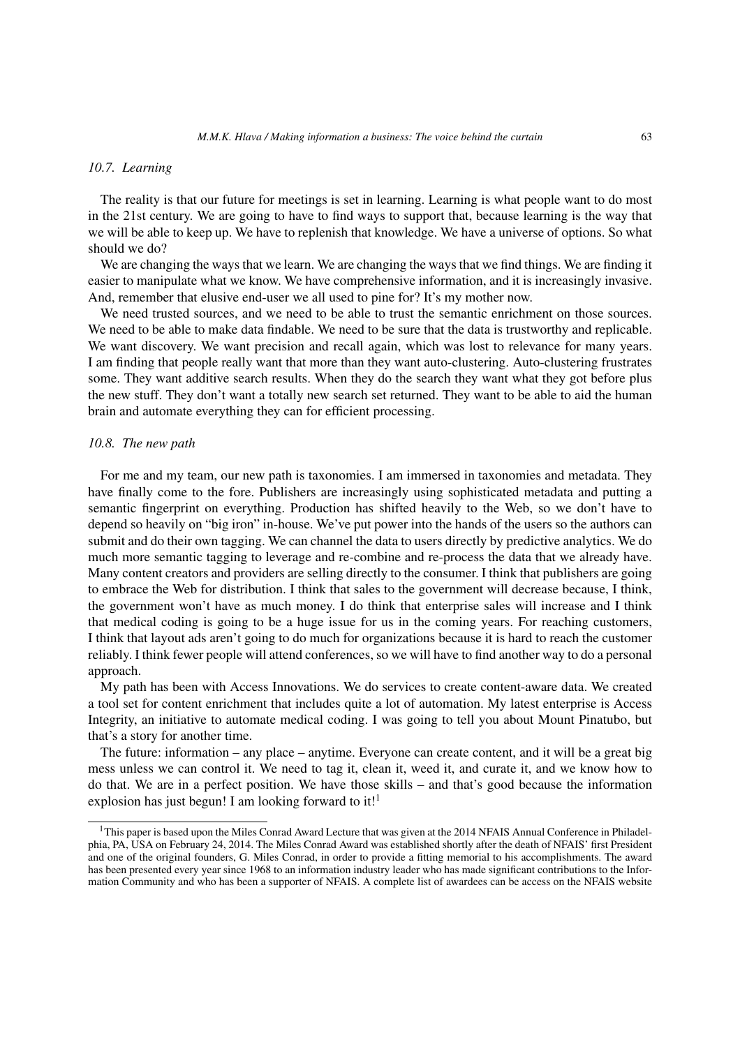### 10.7. Learning

The reality is that our future for meetings is set in learning. Learning is what people want to do most in the 21st century. We are going to have to find ways to support that, because learning is the way that we will be able to keep up. We have to replenish that knowledge. We have a universe of options. So what should we do?

We are changing the ways that we learn. We are changing the ways that we find things. We are finding it easier to manipulate what we know. We have comprehensive information, and it is increasingly invasive. And, remember that elusive end-user we all used to pine for? It's my mother now.

We need trusted sources, and we need to be able to trust the semantic enrichment on those sources. We need to be able to make data findable. We need to be sure that the data is trustworthy and replicable. We want discovery. We want precision and recall again, which was lost to relevance for many years. I am finding that people really want that more than they want auto-clustering. Auto-clustering frustrates some. They want additive search results. When they do the search they want what they got before plus the new stuff. They don't want a totally new search set returned. They want to be able to aid the human brain and automate everything they can for efficient processing.

### 10.8. The new path

For me and my team, our new path is taxonomies. I am immersed in taxonomies and metadata. They have finally come to the fore. Publishers are increasingly using sophisticated metadata and putting a semantic fingerprint on everything. Production has shifted heavily to the Web, so we don't have to depend so heavily on "big iron" in-house. We've put power into the hands of the users so the authors can submit and do their own tagging. We can channel the data to users directly by predictive analytics. We do much more semantic tagging to leverage and re-combine and re-process the data that we already have. Many content creators and providers are selling directly to the consumer. I think that publishers are going to embrace the Web for distribution. I think that sales to the government will decrease because, I think, the government won't have as much money. I do think that enterprise sales will increase and I think that medical coding is going to be a huge issue for us in the coming years. For reaching customers, I think that layout ads aren't going to do much for organizations because it is hard to reach the customer reliably. I think fewer people will attend conferences, so we will have to find another way to do a personal approach.

My path has been with Access Innovations. We do services to create content-aware data. We created a tool set for content enrichment that includes quite a lot of automation. My latest enterprise is Access Integrity, an initiative to automate medical coding. I was going to tell you about Mount Pinatubo, but that's a story for another time.

The future: information – any place – anytime. Everyone can create content, and it will be a great big mess unless we can control it. We need to tag it, clean it, weed it, and curate it, and we know how to do that. We are in a perfect position. We have those skills – and that's good because the information explosion has just begun! I am looking forward to it![1]

---

[1]This paper is based upon the Miles Conrad Award Lecture that was given at the 2014 NFAIS Annual Conference in Philadelphia, PA, USA on February 24, 2014. The Miles Conrad Award was established shortly after the death of NFAIS' first President and one of the original founders, G. Miles Conrad, in order to provide a fitting memorial to his accomplishments. The award has been presented every year since 1968 to an information industry leader who has made significant contributions to the Information Community and who has been a supporter of NFAIS. A complete list of awardees can be access on the NFAIS website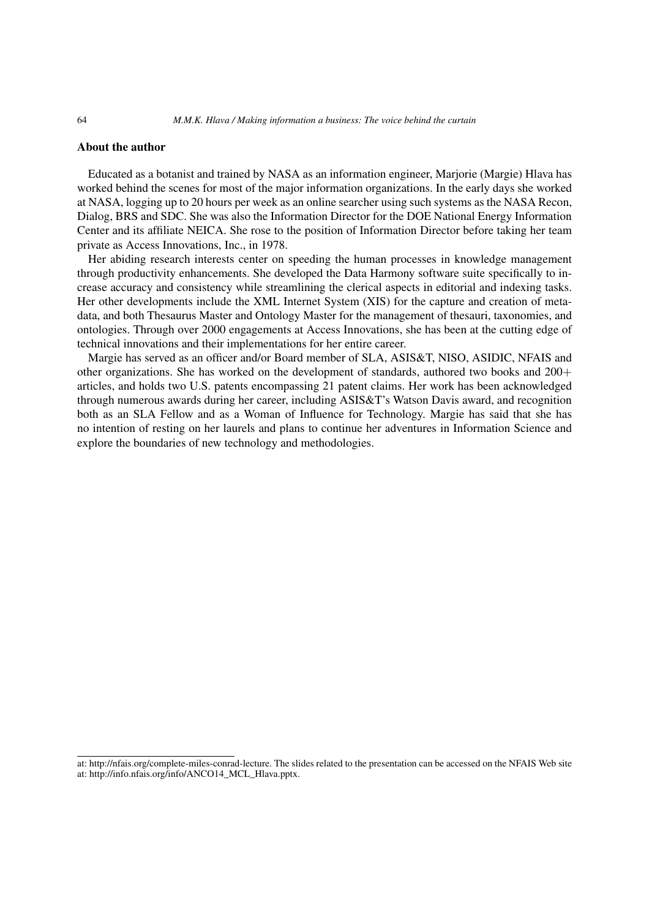## About the author

Educated as a botanist and trained by NASA as an information engineer, Marjorie (Margie) Hlava has worked behind the scenes for most of the major information organizations. In the early days she worked at NASA, logging up to 20 hours per week as an online searcher using such systems as the NASA Recon, Dialog, BRS and SDC. She was also the Information Director for the DOE National Energy Information Center and its affiliate NEICA. She rose to the position of Information Director before taking her team private as Access Innovations, Inc., in 1978.

Her abiding research interests center on speeding the human processes in knowledge management through productivity enhancements. She developed the Data Harmony software suite specifically to increase accuracy and consistency while streamlining the clerical aspects in editorial and indexing tasks. Her other developments include the XML Internet System (XIS) for the capture and creation of metadata, and both Thesaurus Master and Ontology Master for the management of thesauri, taxonomies, and ontologies. Through over 2000 engagements at Access Innovations, she has been at the cutting edge of technical innovations and their implementations for her entire career.

Margie has served as an officer and/or Board member of SLA, ASIS&T, NISO, ASIDIC, NFAIS and other organizations. She has worked on the development of standards, authored two books and 200+ articles, and holds two U.S. patents encompassing 21 patent claims. Her work has been acknowledged through numerous awards during her career, including ASIS&T's Watson Davis award, and recognition both as an SLA Fellow and as a Woman of Influence for Technology. Margie has said that she has no intention of resting on her laurels and plans to continue her adventures in Information Science and explore the boundaries of new technology and methodologies.

---

at: http://nfais.org/complete-miles-conrad-lecture. The slides related to the presentation can be accessed on the NFAIS Web site at: http://info.nfais.org/info/ANCO14_MCL_Hlava.pptx.